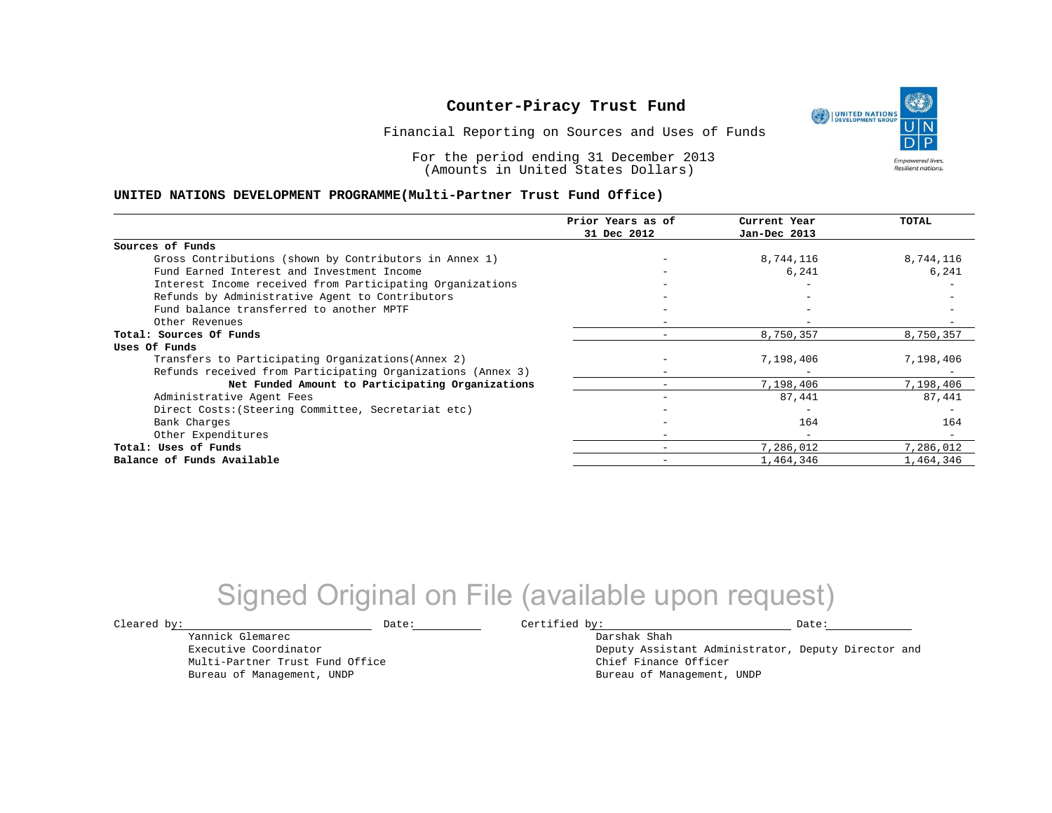# Counter-Piracy Trust Fund

Financial Reporting on Sources and Uses of Funds

For the period ending 31 December 2013
(Amounts in United States Dollars)

**UNITED NATIONS DEVELOPMENT PROGRAMME(Multi-Partner Trust Fund Office)**

| | Prior Years as of 31 Dec 2012 | Current Year Jan-Dec 2013 | TOTAL |
|---|---|---|---|
| **Sources of Funds** | | | |
| Gross Contributions (shown by Contributors in Annex 1) | - | 8,744,116 | 8,744,116 |
| Fund Earned Interest and Investment Income | - | 6,241 | 6,241 |
| Interest Income received from Participating Organizations | - | - | - |
| Refunds by Administrative Agent to Contributors | - | - | - |
| Fund balance transferred to another MPTF | - | - | - |
| Other Revenues | - | - | - |
| **Total: Sources Of Funds** | - | 8,750,357 | 8,750,357 |
| **Uses Of Funds** | | | |
| Transfers to Participating Organizations(Annex 2) | - | 7,198,406 | 7,198,406 |
| Refunds received from Participating Organizations (Annex 3) | - | - | - |
| **Net Funded Amount to Participating Organizations** | - | 7,198,406 | 7,198,406 |
| Administrative Agent Fees | - | 87,441 | 87,441 |
| Direct Costs:(Steering Committee, Secretariat etc) | - | - | - |
| Bank Charges | - | 164 | 164 |
| Other Expenditures | - | - | - |
| **Total: Uses of Funds** | - | 7,286,012 | 7,286,012 |
| **Balance of Funds Available** | - | 1,464,346 | 1,464,346 |

Signed Original on File (available upon request)

Cleared by: \_\_\_\_\_\_\_\_\_\_\_\_\_\_\_\_\_\_ Date: \_\_\_\_\_\_\_\_

Yannick Glemarec
Executive Coordinator
Multi-Partner Trust Fund Office
Bureau of Management, UNDP

Certified by: \_\_\_\_\_\_\_\_\_\_\_\_\_\_\_\_\_\_ Date: \_\_\_\_\_\_\_\_

Darshak Shah
Deputy Assistant Administrator, Deputy Director and
Chief Finance Officer
Bureau of Management, UNDP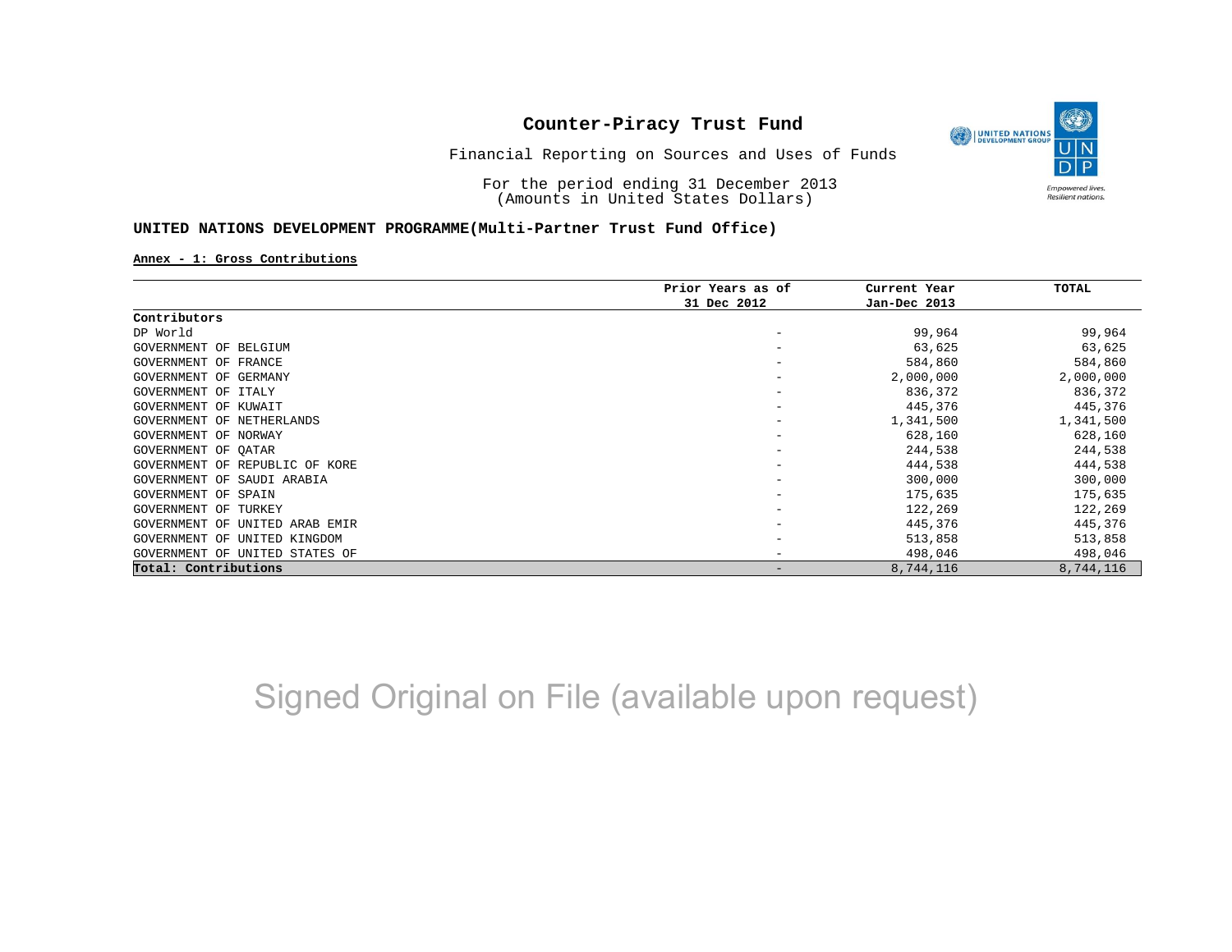# Counter-Piracy Trust Fund

Financial Reporting on Sources and Uses of Funds

For the period ending 31 December 2013
(Amounts in United States Dollars)

**UNITED NATIONS DEVELOPMENT PROGRAMME(Multi-Partner Trust Fund Office)**

**Annex - 1: Gross Contributions**

| Contributors | Prior Years as of 31 Dec 2012 | Current Year Jan-Dec 2013 | TOTAL |
|---|---|---|---|
| DP World | - | 99,964 | 99,964 |
| GOVERNMENT OF BELGIUM | - | 63,625 | 63,625 |
| GOVERNMENT OF FRANCE | - | 584,860 | 584,860 |
| GOVERNMENT OF GERMANY | - | 2,000,000 | 2,000,000 |
| GOVERNMENT OF ITALY | - | 836,372 | 836,372 |
| GOVERNMENT OF KUWAIT | - | 445,376 | 445,376 |
| GOVERNMENT OF NETHERLANDS | - | 1,341,500 | 1,341,500 |
| GOVERNMENT OF NORWAY | - | 628,160 | 628,160 |
| GOVERNMENT OF QATAR | - | 244,538 | 244,538 |
| GOVERNMENT OF REPUBLIC OF KORE | - | 444,538 | 444,538 |
| GOVERNMENT OF SAUDI ARABIA | - | 300,000 | 300,000 |
| GOVERNMENT OF SPAIN | - | 175,635 | 175,635 |
| GOVERNMENT OF TURKEY | - | 122,269 | 122,269 |
| GOVERNMENT OF UNITED ARAB EMIR | - | 445,376 | 445,376 |
| GOVERNMENT OF UNITED KINGDOM | - | 513,858 | 513,858 |
| GOVERNMENT OF UNITED STATES OF | - | 498,046 | 498,046 |
| **Total: Contributions** | - | 8,744,116 | 8,744,116 |

Signed Original on File (available upon request)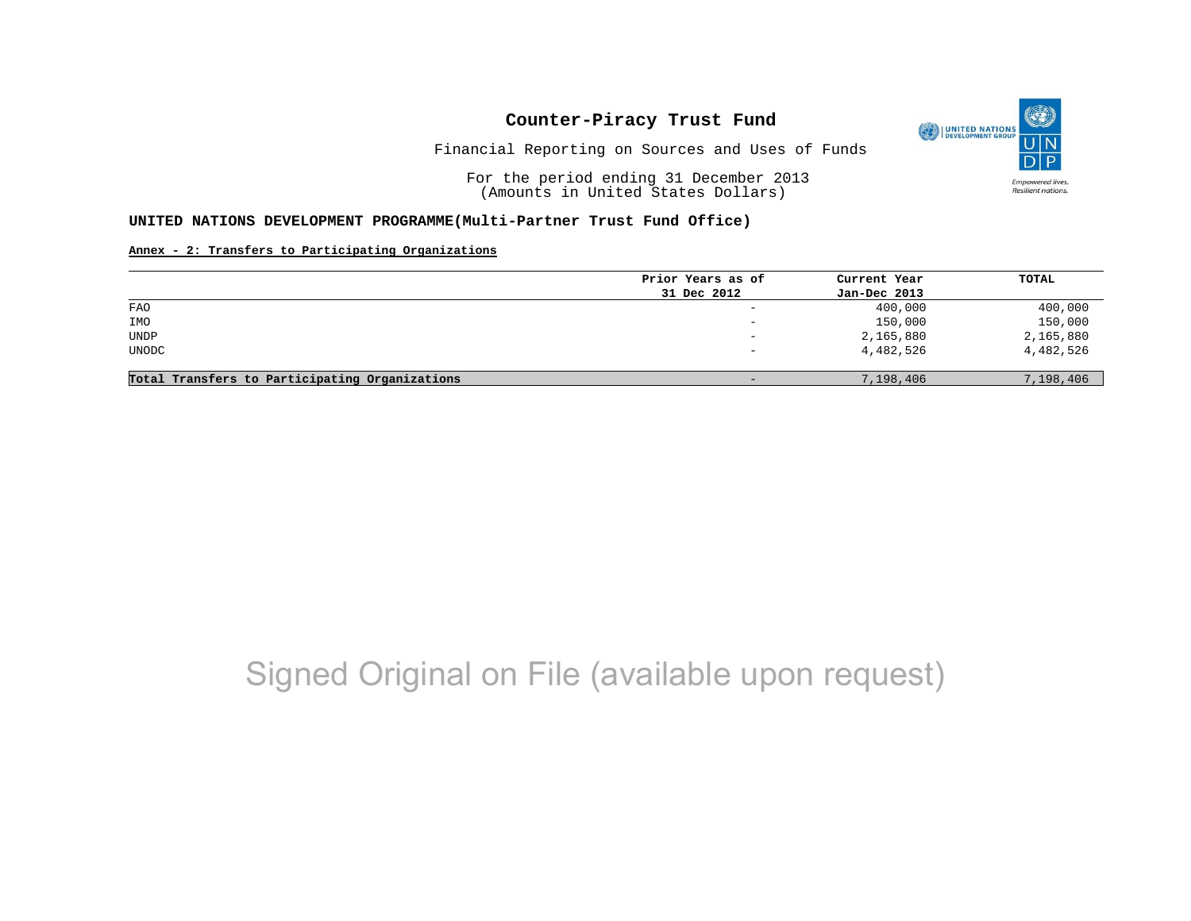# Counter-Piracy Trust Fund

Financial Reporting on Sources and Uses of Funds

For the period ending 31 December 2013
(Amounts in United States Dollars)

**UNITED NATIONS DEVELOPMENT PROGRAMME(Multi-Partner Trust Fund Office)**

**Annex - 2: Transfers to Participating Organizations**

| | Prior Years as of 31 Dec 2012 | Current Year Jan-Dec 2013 | TOTAL |
|---|---|---|---|
| FAO | - | 400,000 | 400,000 |
| IMO | - | 150,000 | 150,000 |
| UNDP | - | 2,165,880 | 2,165,880 |
| UNODC | - | 4,482,526 | 4,482,526 |
| **Total Transfers to Participating Organizations** | - | 7,198,406 | 7,198,406 |

Signed Original on File (available upon request)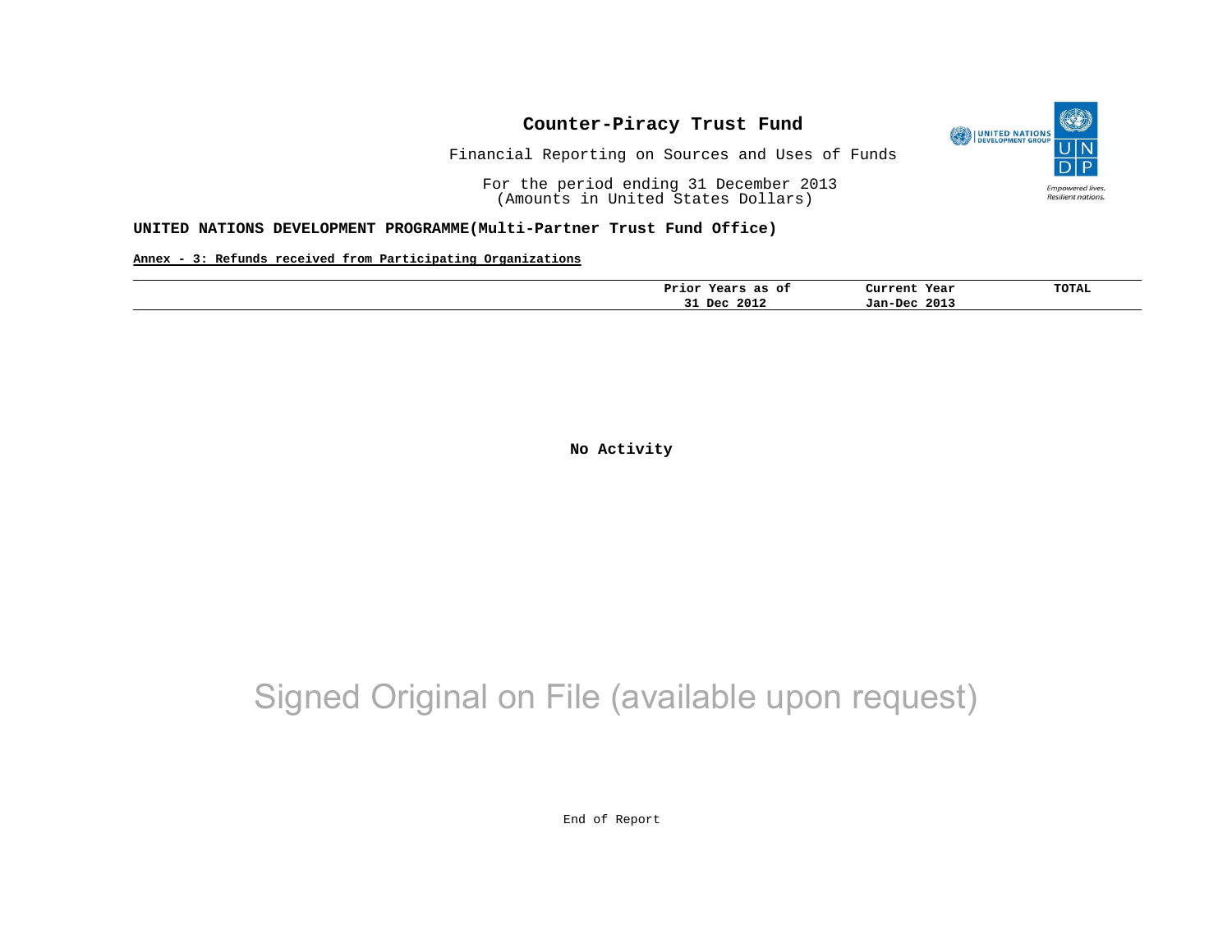# Counter-Piracy Trust Fund

Financial Reporting on Sources and Uses of Funds

For the period ending 31 December 2013
(Amounts in United States Dollars)

**UNITED NATIONS DEVELOPMENT PROGRAMME(Multi-Partner Trust Fund Office)**

**Annex - 3: Refunds received from Participating Organizations**

| | Prior Years as of 31 Dec 2012 | Current Year Jan-Dec 2013 | TOTAL |
|---|---|---|---|

**No Activity**

Signed Original on File (available upon request)

End of Report